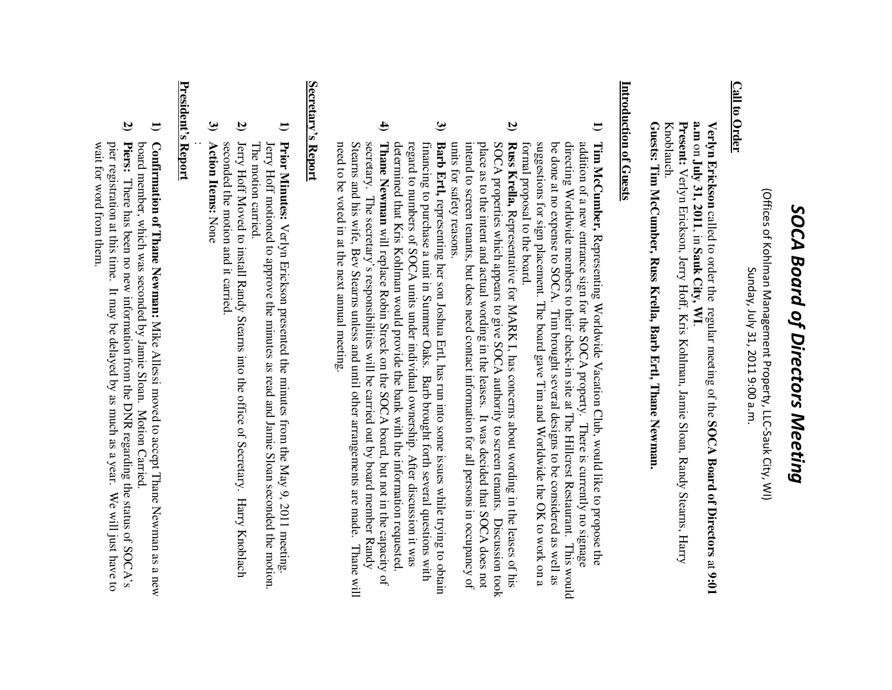# *SOCA Board of Directors Meeting*

(Offices of Kohlman Management Property, LLC-Sauk City, WI)
Sunday, July 31, 2011 9:00 a.m.

## Call to Order

**Verlyn Erickson** called to order the regular meeting of the **SOCA Board of Directors** at **9:01 a.m** on **July 31, 2011**, in **Sauk City, WI.**

**Present:** Verlyn Erickson, Jerry Hoff, Kris Kohlman, Jamie Sloan, Randy Stearns, Harry Knoblauch.

**Guests: Tim McCumber, Russ Krella, Barb Ertl, Thane Newman.**

## Introduction of Guests

1) **Tim McCumber,** Representing Worldwide Vacation Club, would like to propose the addition of a new entrance sign for the SOCA property. There is currently no signage directing Worldwide members to their check-in site at The Hillcrest Restaurant. This would be done at no expense to SOCA. Tim brought several designs to be considered as well as suggestions for sign placement. The board gave Tim and Worldwide the OK to work on a formal proposal to the board.
2) **Russ Krella,** Representative for MARK I, has concerns about wording in the leases of his SOCA properties which appears to give SOCA authority to screen tenants. Discussion took place as to the intent and actual wording in the leases. It was decided that SOCA does not intend to screen tenants, but does need contact information for all persons in occupancy of units for safety reasons.
3) **Barb Ertl,** representing her son Joshua Ertl, has run into some issues while trying to obtain financing to purchase a unit in Summer Oaks. Barb brought forth several questions with regard to numbers of SOCA units under individual ownership. After discussion it was determined that Kris Kohlman would provide the bank with the information requested.
4) **Thane Newman** will replace Robin Streck on the SOCA board, but not in the capacity of secretary. The secretary's responsibilities will be carried out by board member Randy Stearns and his wife, Bev Stearns unless and until other arrangements are made. Thane will need to be voted in at the next annual meeting.

## Secretary's Report

1) **Prior Minutes:** Verlyn Erickson presented the minutes from the May 9, 2011 meeting. Jerry Hoff motioned to approve the minutes as read and Jamie Sloan seconded the motion. The motion carried.
2) Jerry Hoff Moved to install Randy Stearns into the office of Secretary. Harry Knoblach seconded the motion and it carried.
3) **Action Items:** None

:

## President's Report

1) **Confirmation of Thane Newman:** Mike Allessi moved to accept Thane Newman as a new board member, which was seconded by Jamie Sloan. Motion Carried.
2) **Piers:** There has been no new information from the DNR regarding the status of SOCA's pier registration at this time. It may be delayed by as much as a year. We will just have to wait for word from them.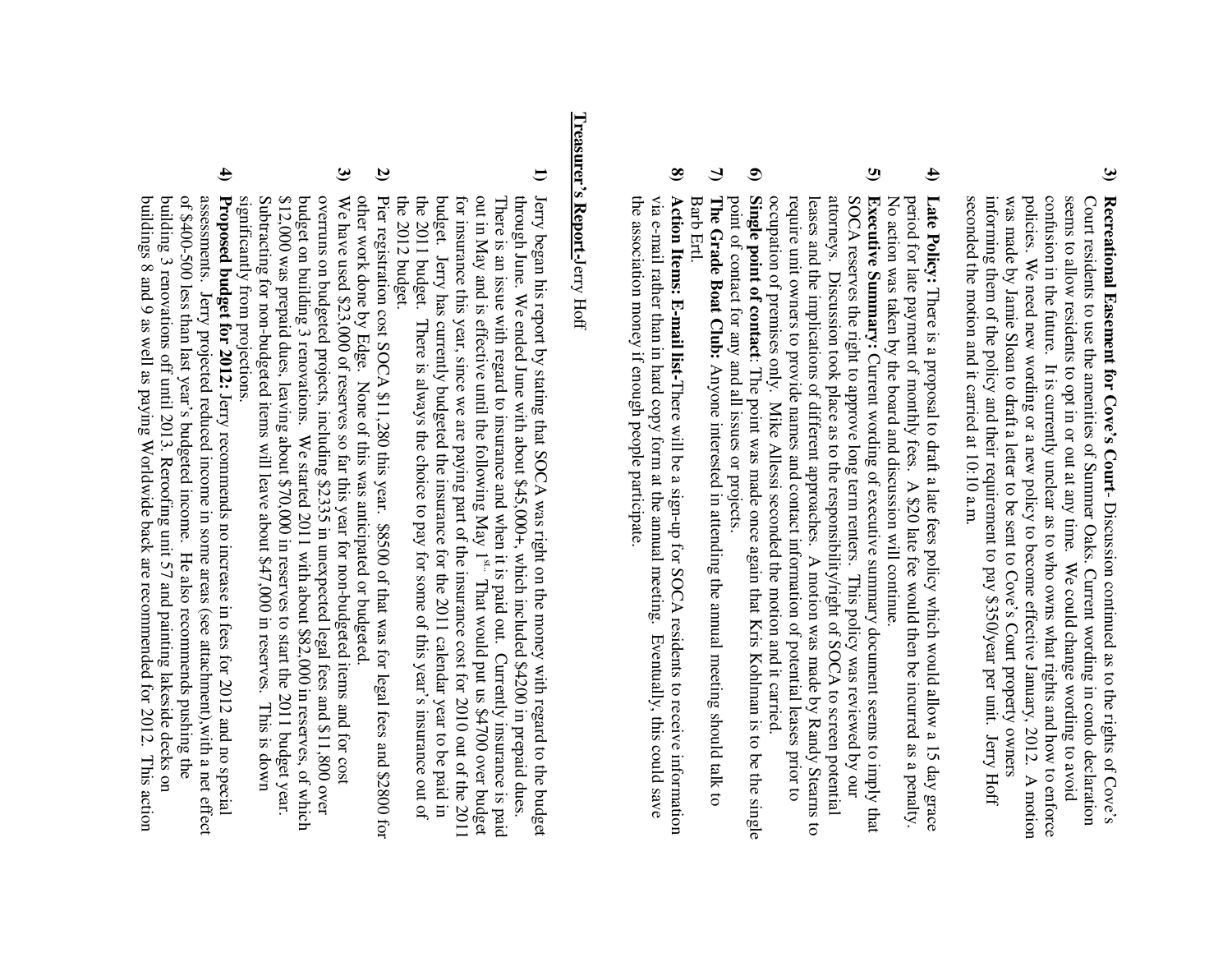3) **Recreational Easement for Cove's Court**- Discussion continued as to the rights of Cove's Court residents to use the amenities of Summer Oaks. Current wording in condo declaration seems to allow residents to opt in or out at any time. We could change wording to avoid confusion in the future. It is currently unclear as to who owns what rights and how to enforce policies. We need new wording or a new policy to become effective January, 2012. A motion was made by Jamie Sloan to draft a letter to be sent to Cove's Court property owners informing them of the policy and their requirement to pay $350/year per unit. Jerry Hoff seconded the motion and it carried at 10:10 a.m.

4) **Late Policy:** There is a proposal to draft a late fees policy which would allow a 15 day grace period for late payment of monthly fees. A $20 late fee would then be incurred as a penalty. No action was taken by the board and discussion will continue.

5) **Executive Summary:** Current wording of executive summary document seems to imply that SOCA reserves the right to approve long term renters. This policy was reviewed by our attorneys. Discussion took place as to the responsibility/right of SOCA to screen potential leases and the implications of different approaches. A motion was made by Randy Stearns to require unit owners to provide names and contact information of potential leases prior to occupation of premises only. Mike Allessi seconded the motion and it carried.

6) **Single point of contact**: The point was made once again that Kris Kohlman is to be the single point of contact for any and all issues or projects.

7) **The Grade Boat Club**: Anyone interested in attending the annual meeting should talk to Barb Ertl.

8) **Action Items: E-mail list**-There will be a sign-up for SOCA residents to receive information via e-mail rather than in hard copy form at the annual meeting. Eventually, this could save the association money if enough people participate.

**Treasurer's Report**-Jerry Hoff

1) Jerry began his report by stating that SOCA was right on the money with regard to the budget through June. We ended June with about $45,000+, which included $4200 in prepaid dues. There is an issue with regard to insurance and when it is paid out. Currently insurance is paid out in May and is effective until the following May 1st. That would put us $4700 over budget for insurance this year, since we are paying part of the insurance cost for 2010 out of the 2011 budget. Jerry has currently budgeted the insurance for the 2011 calendar year to be paid in the 2011 budget. There is always the choice to pay for some of this year's insurance out of the 2012 budget.

2) Pier registration cost SOCA $11,280 this year. $8500 of that was for legal fees and $2800 for other work done by Edge. None of this was anticipated or budgeted.

3) We have used $23,000 of reserves so far this year for non-budgeted items and for cost overruns on budgeted projects, including $2335 in unexpected legal fees and $11,800 over budget on building 3 renovations. We started 2011 with about $82,000 in reserves, of which $12,000 was prepaid dues, leaving about $70,000 in reserves to start the 2011 budget year. Subtracting for non-budgeted items will leave about $47,000 in reserves. This is down significantly from projections.

4) **Proposed budget for 2012:** Jerry recommends no increase in fees for 2012 and no special assessments. Jerry projected reduced income in some areas (see attachment),with a net effect of $400-500 less than last year's budgeted income. He also recommends pushing the building 3 renovations off until 2013. Reroofing unit 57 and painting lakeside decks on buildings 8 and 9 as well as paying Worldwide back are recommended for 2012. This action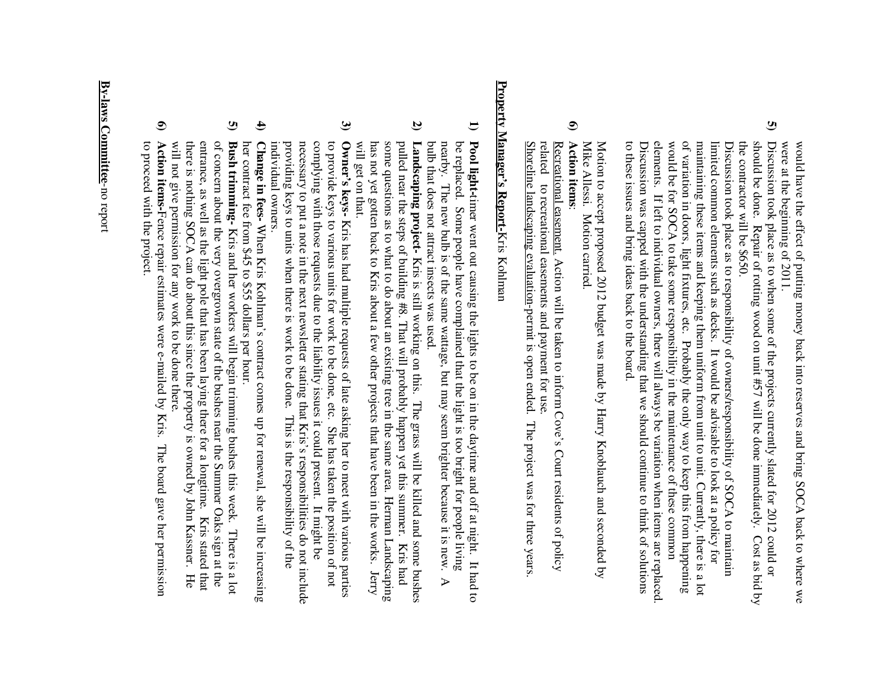would have the effect of putting money back into reserves and bring SOCA back to where we were at the beginning of 2011.

5) Discussion took place as to when some of the projects currently slated for 2012 could or should be done. Repair of rotting wood on unit #57 will be done immediately. Cost as bid by the contractor will be $650.
Discussion took place as to responsibility of owners/responsibility of SOCA to maintain limited common elements such as decks. It would be advisable to look at a policy for maintaining these items and keeping them uniform from unit to unit. Currently, there is a lot of variation in doors, light fixtures, etc. Probably the only way to keep this from happening would be for SOCA to take some responsibility in the maintenance of these common elements. If left to individual owners, there will always be variation when items are replaced. Discussion was capped with the understanding that we should continue to think of solutions to these issues and bring ideas back to the board.

Motion to accept proposed 2012 budget was made by Harry Knoblauch and seconded by Mike Allessi. Motion carried.

6) **Action items**:
<u>Recreational easement.</u> Action will be taken to inform Cove's Court residents of policy related to recreational easements and payment for use.
<u>Shoreline landscaping evaluation-</u>permit is open ended. The project was for three years.

**<u>Property Manager's Report</u>**-Kris Kohlman

1) **Pool light-**timer went out causing the lights to be on in the daytime and off at night. It had to be replaced. Some people have complained that the light is too bright for people living nearby. The new bulb is of the same wattage, but may seem brighter because it is new. A bulb that does not attract insects was used.
2) **Landscaping project-** Kris is still working on this. The grass will be killed and some bushes pulled near the steps of building #8. That will probably happen yet this summer. Kris had some questions as to what to do about an existing tree in the same area. Herman Landscaping has not yet gotten back to Kris about a few other projects that have been in the works. Jerry will get on that.
3) **Owner's keys-** Kris has had multiple requests of late asking her to meet with various parties to provide keys to various units for work to be done, etc. She has taken the position of not complying with those requests due to the liability issues it could present. It might be necessary to put a note in the next newsletter stating that Kris's responsibilities do not include providing keys to units when there is work to be done. This is the responsibility of the individual owners.
4) **Change in fees-** When Kris Kohlman's contract comes up for renewal, she will be increasing her contract fee from $45 to $55 dollars per hour.
5) **Bush trimming-** Kris and her workers will begin trimming bushes this week. There is a lot of concern about the very overgrown state of the bushes near the Summer Oaks sign at the entrance, as well as the light pole that has been laying there for a longtime. Kris stated that there is nothing SOCA can do about this since the property is owned by John Kassner. He will not give permission for any work to be done there.
6) **Action items-**Fence repair estimates were e-mailed by Kris. The board gave her permission to proceed with the project.

**<u>By-laws Committee</u>**-no report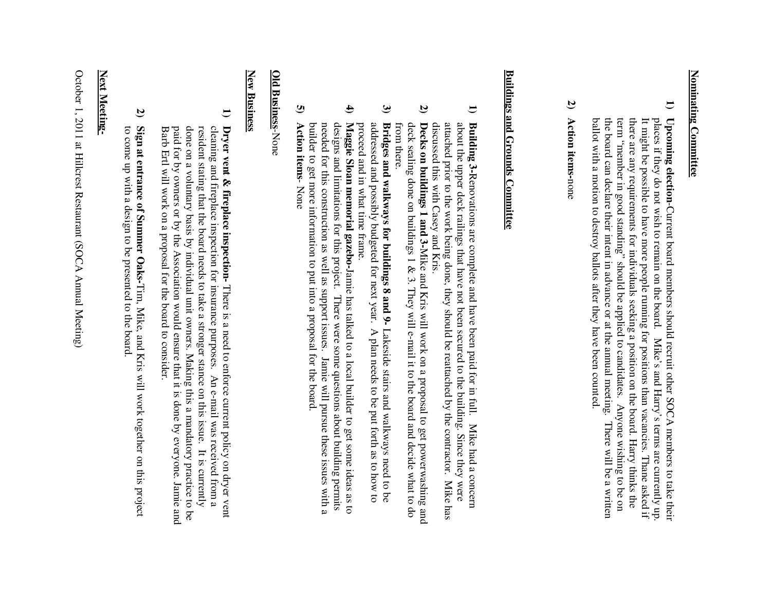**Nominating Committee**

1) **Upcoming election-**Current board members should recruit other SOCA members to take their places if they do not wish to remain on the board. Mike's and Harry's terms are currently up. It might be possible to have more people running for positions than vacancies. Thane asked if there are any requirements for individuals seeking a position on the board. Harry thinks the term "member in good standing" should be applied to candidates. Anyone wishing to be on the board can declare their intent in advance or at the annual meeting. There will be a written ballot with a motion to destroy ballots after they have been counted.

2) **Action items-**none

**Buildings and Grounds Committee**

1) **Building 3-**Renovations are complete and have been paid for in full. Mike had a concern about the upper deck railings that have not been secured to the building. Since they were attached prior to the work being done, they should be reattached by the contractor. Mike has discussed this with Casey and Kris.

2) **Decks on buildings 1 and 3-**Mike and Kris will work on a proposal to get powerwashing and deck sealing done on buildings 1 & 3. They will e-mail it to the board and decide what to do from there.

3) **Bridges and walkways for buildings 8 and 9-** Lakeside stairs and walkways need to be addressed and possibly budgeted for next year. A plan needs to be put forth as to how to proceed and in what time frame.

4) **Maggie Sloan memorial gazebo-**Jamie has talked to a local builder to get some ideas as to designs and limitations for this project. There were some questions about building permits needed for this construction as well as support issues. Jamie will pursue these issues with a builder to get more information to put into a proposal for the board.

5) **Action items**- None

**Old Business**-None

**New Business**

1) **Dryer vent & fireplace inspection-** There is a need to enforce current policy on dryer vent cleaning and fireplace inspection for insurance purposes. An e-mail was received from a resident stating that the board needs to take a stronger stance on this issue. It is currently done on a voluntary basis by individual unit owners. Making this a mandatory practice to be paid for by owners or by the Association would ensure that it is done by everyone. Jamie and Barb Erl will work on a proposal for the board to consider.

2) **Sign at entrance of Summer Oaks-**Tim, Mike, and Kris will work together on this project to come up with a design to be presented to the board.

**Next Meeting-**

October 1, 2011 at Hillcrest Restaurant (SOCA Annual Meeting)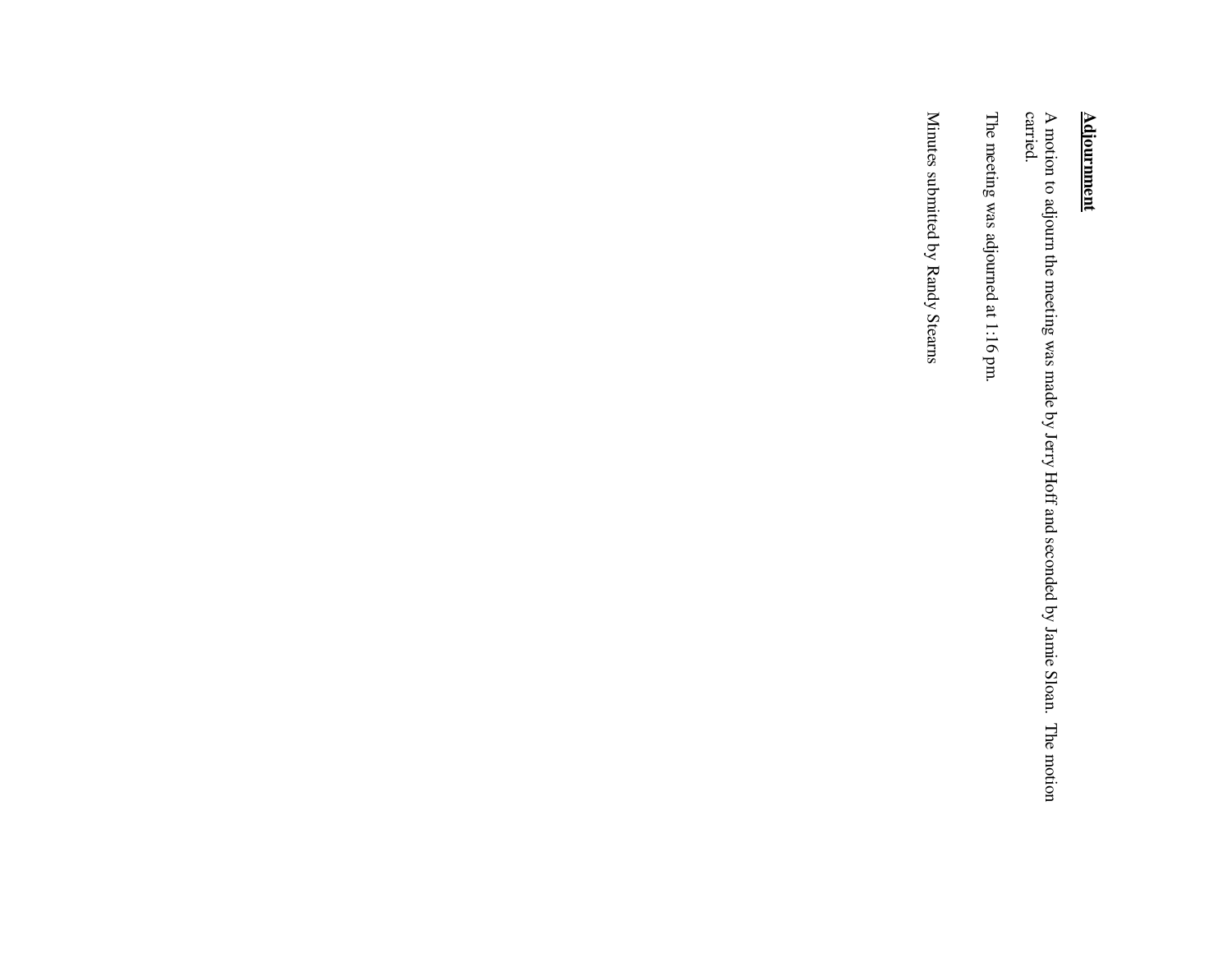**Adjournment**

A motion to adjourn the meeting was made by Jerry Hoff and seconded by Jamie Sloan. The motion carried.

The meeting was adjourned at 1:16 pm.

Minutes submitted by Randy Stearns